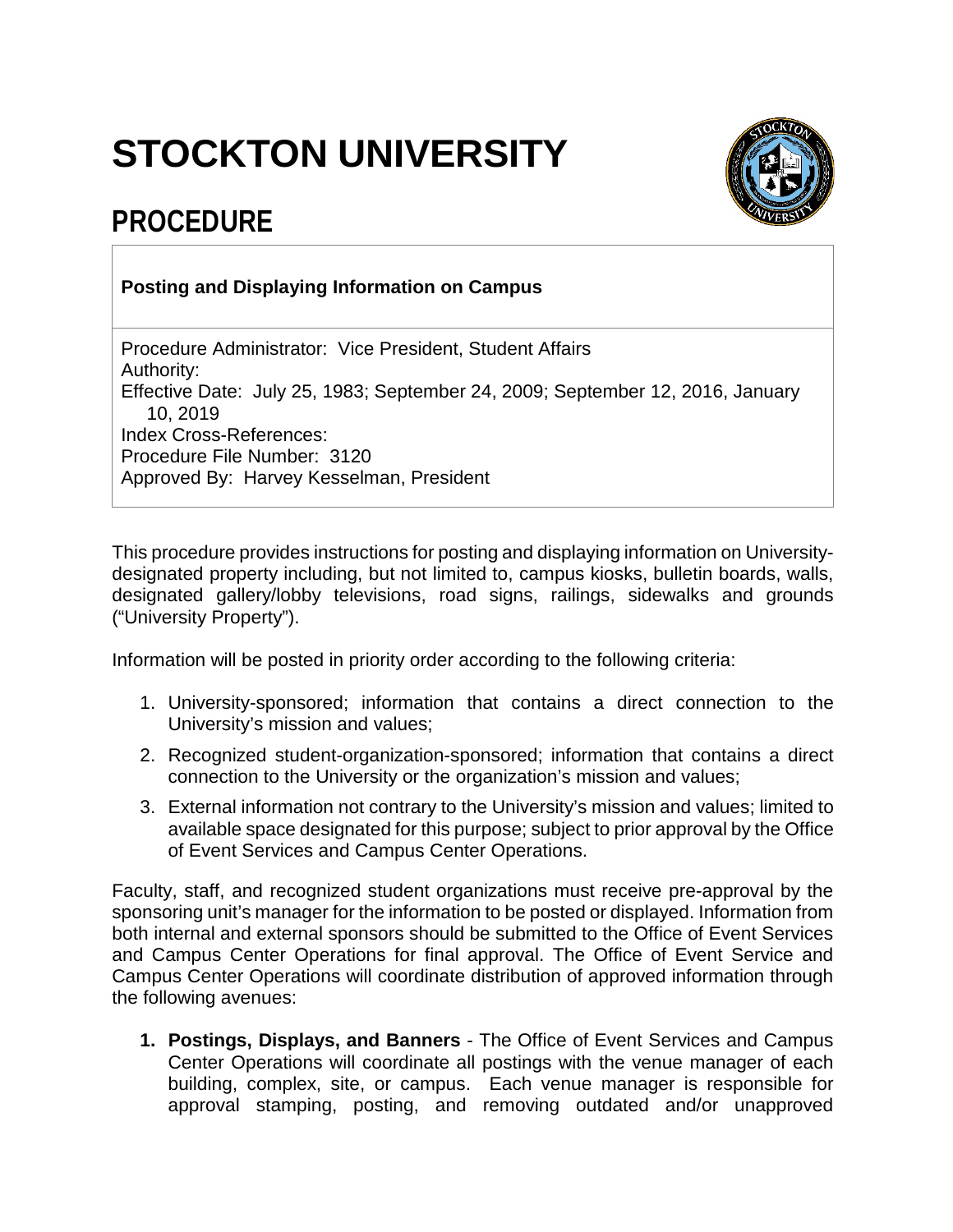# STOCKTON UNIVERSITY

## PROCEDURE

**Posting and Displaying Information on Campus**

Procedure Administrator: Vice President, Student Affairs
Authority:
Effective Date: July 25, 1983; September 24, 2009; September 12, 2016, January 10, 2019
Index Cross-References:
Procedure File Number: 3120
Approved By: Harvey Kesselman, President

This procedure provides instructions for posting and displaying information on University-designated property including, but not limited to, campus kiosks, bulletin boards, walls, designated gallery/lobby televisions, road signs, railings, sidewalks and grounds ("University Property").

Information will be posted in priority order according to the following criteria:

1. University-sponsored; information that contains a direct connection to the University's mission and values;
2. Recognized student-organization-sponsored; information that contains a direct connection to the University or the organization's mission and values;
3. External information not contrary to the University's mission and values; limited to available space designated for this purpose; subject to prior approval by the Office of Event Services and Campus Center Operations.

Faculty, staff, and recognized student organizations must receive pre-approval by the sponsoring unit's manager for the information to be posted or displayed. Information from both internal and external sponsors should be submitted to the Office of Event Services and Campus Center Operations for final approval. The Office of Event Service and Campus Center Operations will coordinate distribution of approved information through the following avenues:

1. **Postings, Displays, and Banners** - The Office of Event Services and Campus Center Operations will coordinate all postings with the venue manager of each building, complex, site, or campus. Each venue manager is responsible for approval stamping, posting, and removing outdated and/or unapproved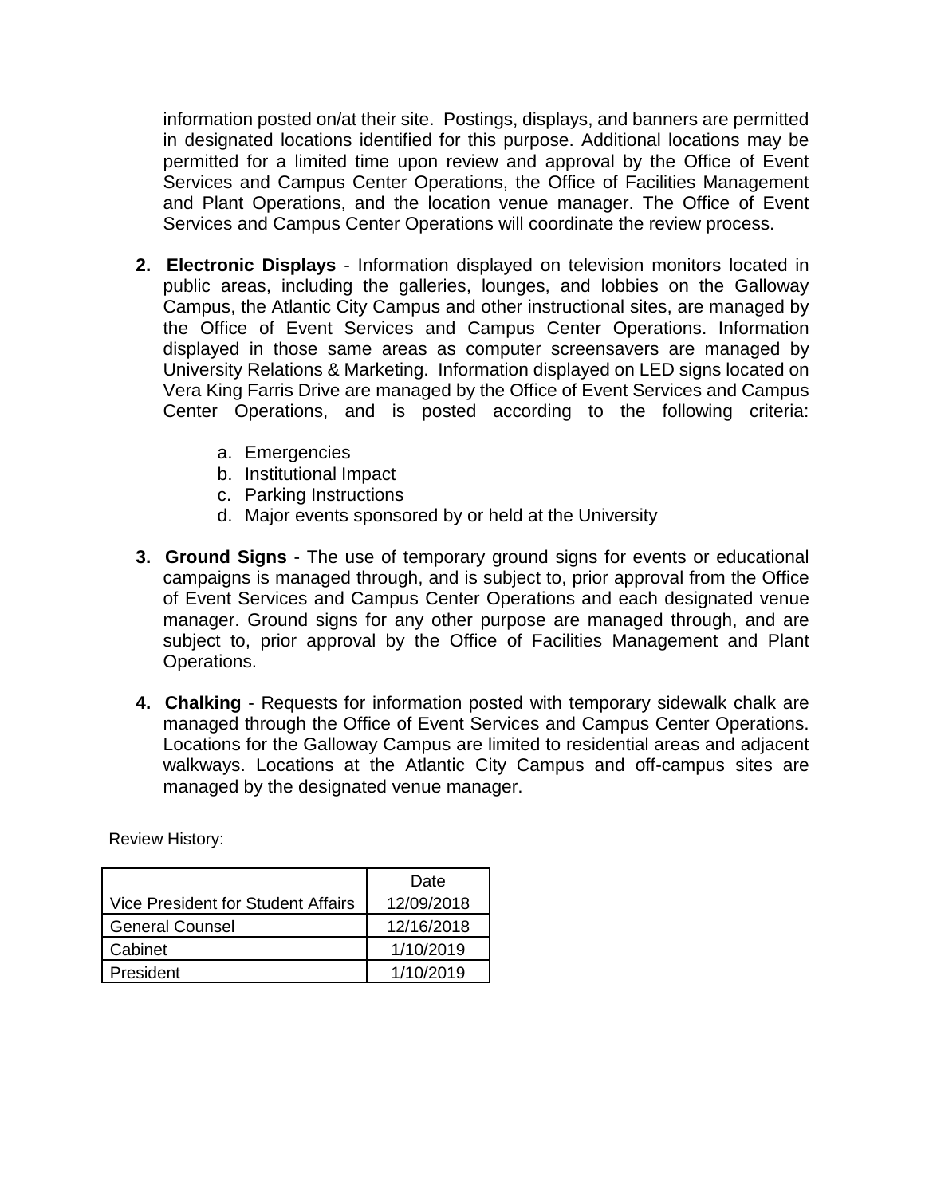information posted on/at their site. Postings, displays, and banners are permitted in designated locations identified for this purpose. Additional locations may be permitted for a limited time upon review and approval by the Office of Event Services and Campus Center Operations, the Office of Facilities Management and Plant Operations, and the location venue manager. The Office of Event Services and Campus Center Operations will coordinate the review process.

2. **Electronic Displays** - Information displayed on television monitors located in public areas, including the galleries, lounges, and lobbies on the Galloway Campus, the Atlantic City Campus and other instructional sites, are managed by the Office of Event Services and Campus Center Operations. Information displayed in those same areas as computer screensavers are managed by University Relations & Marketing. Information displayed on LED signs located on Vera King Farris Drive are managed by the Office of Event Services and Campus Center Operations, and is posted according to the following criteria:

   a. Emergencies
   b. Institutional Impact
   c. Parking Instructions
   d. Major events sponsored by or held at the University

3. **Ground Signs** - The use of temporary ground signs for events or educational campaigns is managed through, and is subject to, prior approval from the Office of Event Services and Campus Center Operations and each designated venue manager. Ground signs for any other purpose are managed through, and are subject to, prior approval by the Office of Facilities Management and Plant Operations.

4. **Chalking** - Requests for information posted with temporary sidewalk chalk are managed through the Office of Event Services and Campus Center Operations. Locations for the Galloway Campus are limited to residential areas and adjacent walkways. Locations at the Atlantic City Campus and off-campus sites are managed by the designated venue manager.

Review History:

| | Date |
|---|---|
| Vice President for Student Affairs | 12/09/2018 |
| General Counsel | 12/16/2018 |
| Cabinet | 1/10/2019 |
| President | 1/10/2019 |